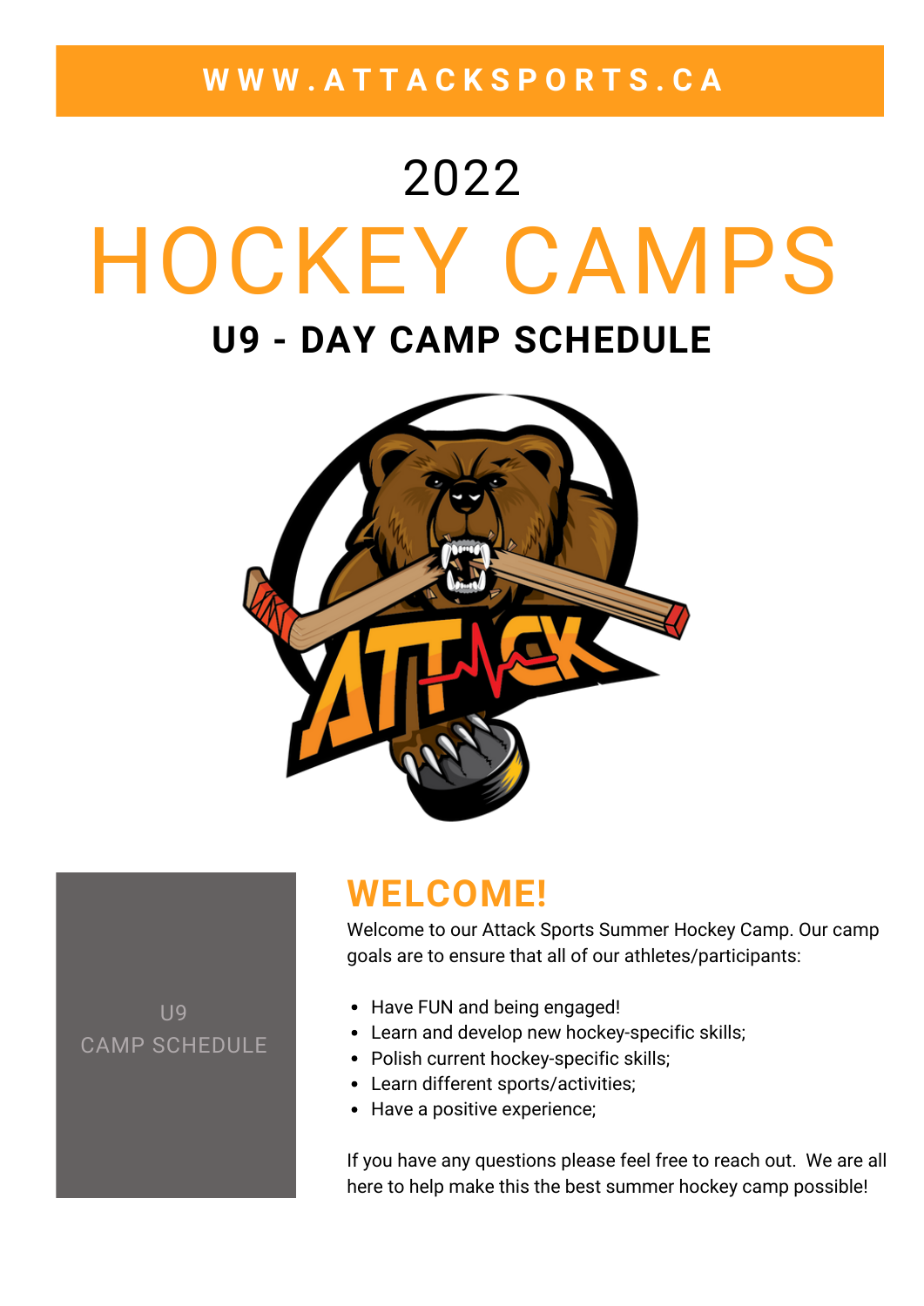WWW.ATTACKSPORTS.CA

# 2022 HOCKEY CAMPS

## U9 - DAY CAMP SCHEDULE

U9
CAMP SCHEDULE

## WELCOME!

Welcome to our Attack Sports Summer Hockey Camp. Our camp goals are to ensure that all of our athletes/participants:

- Have FUN and being engaged!
- Learn and develop new hockey-specific skills;
- Polish current hockey-specific skills;
- Learn different sports/activities;
- Have a positive experience;

If you have any questions please feel free to reach out. We are all here to help make this the best summer hockey camp possible!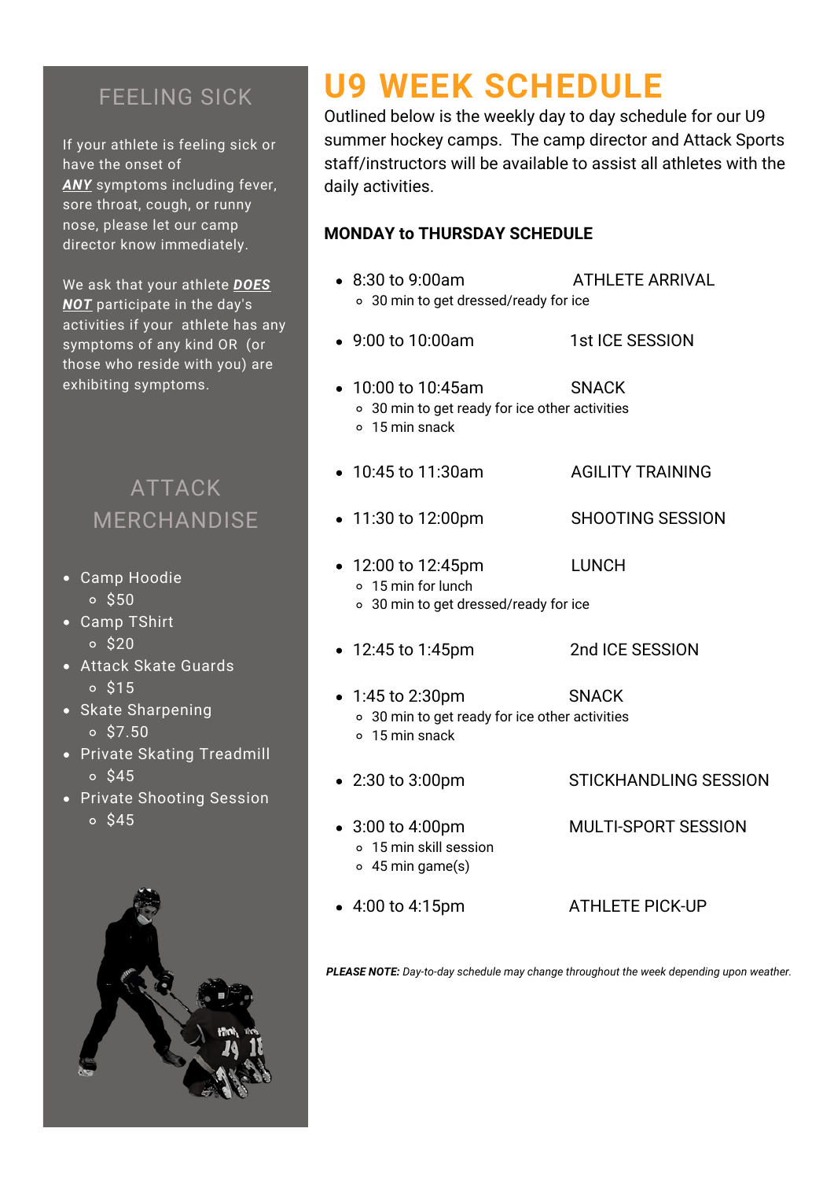# U9 WEEK SCHEDULE

Outlined below is the weekly day to day schedule for our U9 summer hockey camps. The camp director and Attack Sports staff/instructors will be available to assist all athletes with the daily activities.

**MONDAY to THURSDAY SCHEDULE**

- 8:30 to 9:00am — ATHLETE ARRIVAL
  - 30 min to get dressed/ready for ice
- 9:00 to 10:00am — 1st ICE SESSION
- 10:00 to 10:45am — SNACK
  - 30 min to get ready for ice other activities
  - 15 min snack
- 10:45 to 11:30am — AGILITY TRAINING
- 11:30 to 12:00pm — SHOOTING SESSION
- 12:00 to 12:45pm — LUNCH
  - 15 min for lunch
  - 30 min to get dressed/ready for ice
- 12:45 to 1:45pm — 2nd ICE SESSION
- 1:45 to 2:30pm — SNACK
  - 30 min to get ready for ice other activities
  - 15 min snack
- 2:30 to 3:00pm — STICKHANDLING SESSION
- 3:00 to 4:00pm — MULTI-SPORT SESSION
  - 15 min skill session
  - 45 min game(s)
- 4:00 to 4:15pm — ATHLETE PICK-UP

***PLEASE NOTE:*** *Day-to-day schedule may change throughout the week depending upon weather.*

## FEELING SICK

If your athlete is feeling sick or have the onset of ***ANY*** symptoms including fever, sore throat, cough, or runny nose, please let our camp director know immediately.

We ask that your athlete ***DOES NOT*** participate in the day's activities if your athlete has any symptoms of any kind OR (or those who reside with you) are exhibiting symptoms.

## ATTACK MERCHANDISE

- Camp Hoodie
  - $50
- Camp TShirt
  - $20
- Attack Skate Guards
  - $15
- Skate Sharpening
  - $7.50
- Private Skating Treadmill
  - $45
- Private Shooting Session
  - $45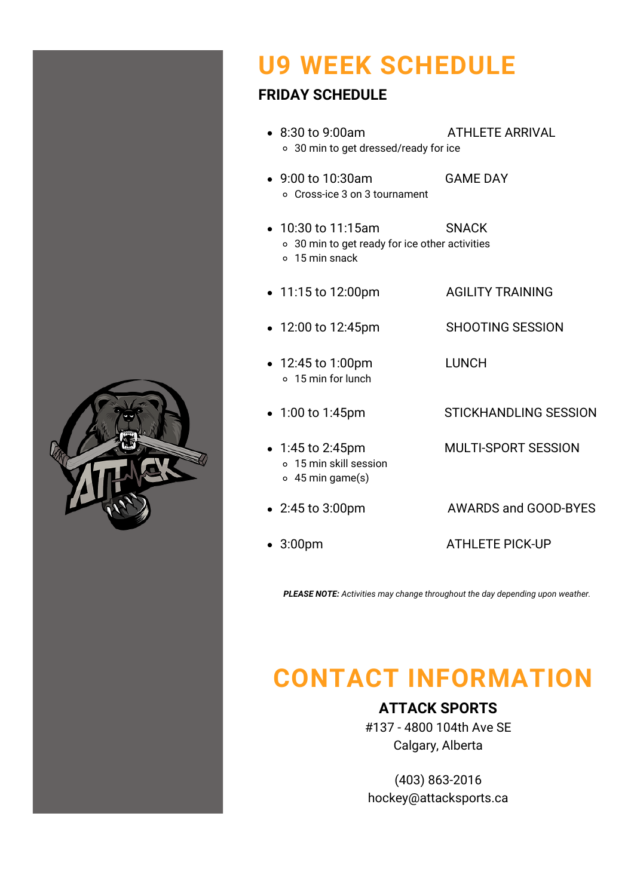# U9 WEEK SCHEDULE

## FRIDAY SCHEDULE

- 8:30 to 9:00am ATHLETE ARRIVAL
  - 30 min to get dressed/ready for ice
- 9:00 to 10:30am GAME DAY
  - Cross-ice 3 on 3 tournament
- 10:30 to 11:15am SNACK
  - 30 min to get ready for ice other activities
  - 15 min snack
- 11:15 to 12:00pm AGILITY TRAINING
- 12:00 to 12:45pm SHOOTING SESSION
- 12:45 to 1:00pm LUNCH
  - 15 min for lunch
- 1:00 to 1:45pm STICKHANDLING SESSION
- 1:45 to 2:45pm MULTI-SPORT SESSION
  - 15 min skill session
  - 45 min game(s)
- 2:45 to 3:00pm AWARDS and GOOD-BYES
- 3:00pm ATHLETE PICK-UP

***PLEASE NOTE:*** *Activities may change throughout the day depending upon weather.*

# CONTACT INFORMATION

**ATTACK SPORTS**
#137 - 4800 104th Ave SE
Calgary, Alberta

(403) 863-2016
hockey@attacksports.ca